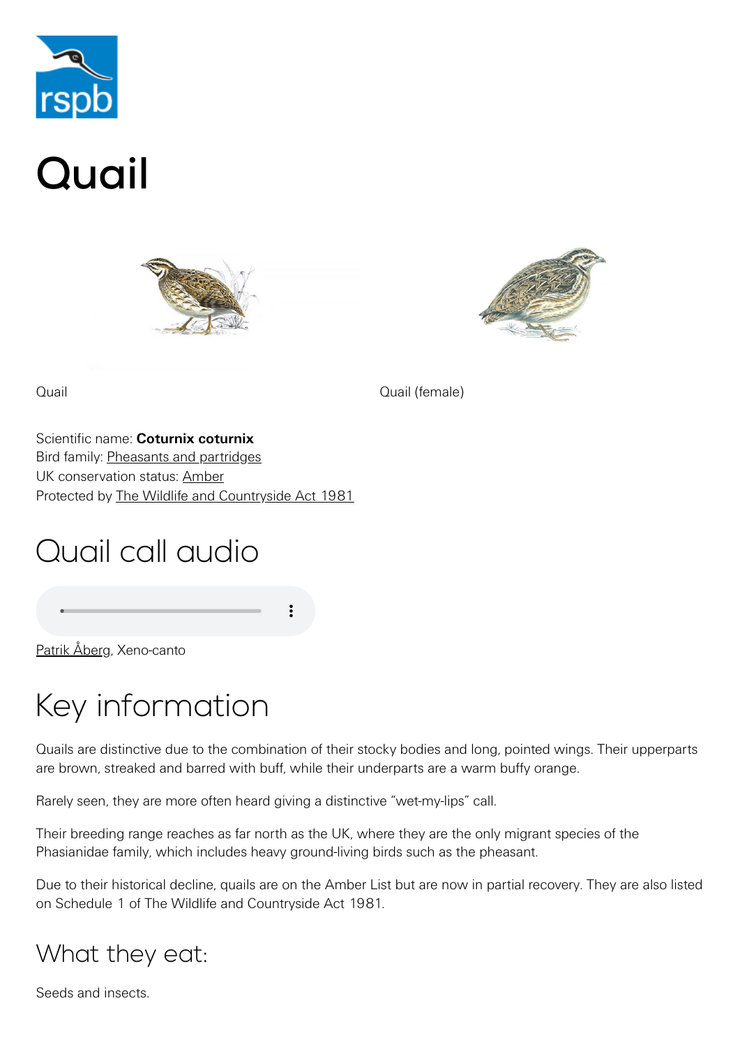# Quail

Quail

Quail (female)

Scientific name: **Coturnix coturnix**
Bird family: Pheasants and partridges
UK conservation status: Amber
Protected by The Wildlife and Countryside Act 1981

## Quail call audio

Patrik Åberg, Xeno-canto

## Key information

Quails are distinctive due to the combination of their stocky bodies and long, pointed wings. Their upperparts are brown, streaked and barred with buff, while their underparts are a warm buffy orange.

Rarely seen, they are more often heard giving a distinctive "wet-my-lips" call.

Their breeding range reaches as far north as the UK, where they are the only migrant species of the Phasianidae family, which includes heavy ground-living birds such as the pheasant.

Due to their historical decline, quails are on the Amber List but are now in partial recovery. They are also listed on Schedule 1 of The Wildlife and Countryside Act 1981.

### What they eat:

Seeds and insects.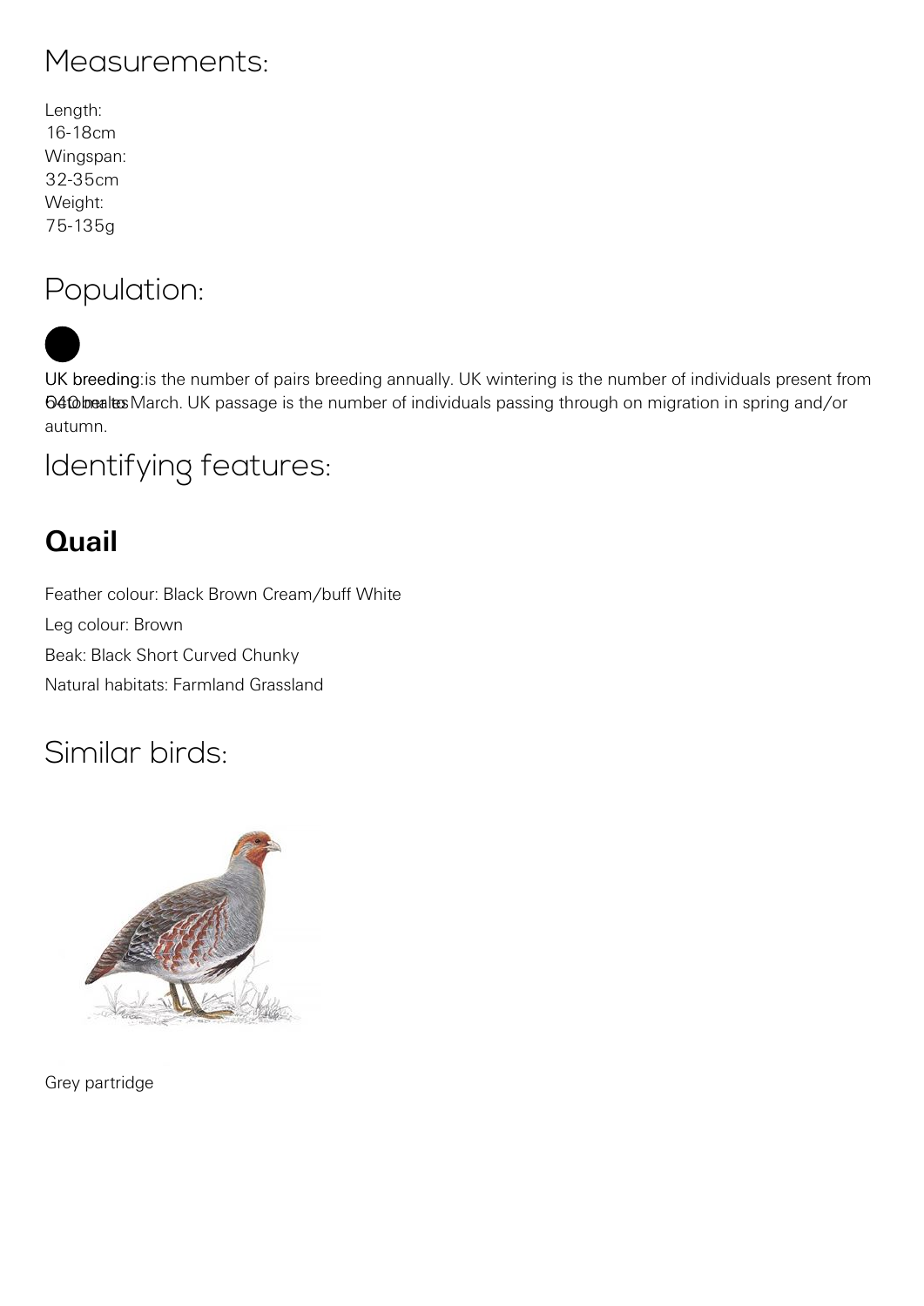## Measurements:

Length:
16-18cm
Wingspan:
32-35cm
Weight:
75-135g

## Population:

UK breeding: 640 males

UK breeding:is the number of pairs breeding annually. UK wintering is the number of individuals present from October to March. UK passage is the number of individuals passing through on migration in spring and/or autumn.

## Identifying features:

### Quail

Feather colour: Black Brown Cream/buff White

Leg colour: Brown

Beak: Black Short Curved Chunky

Natural habitats: Farmland Grassland

## Similar birds:

Grey partridge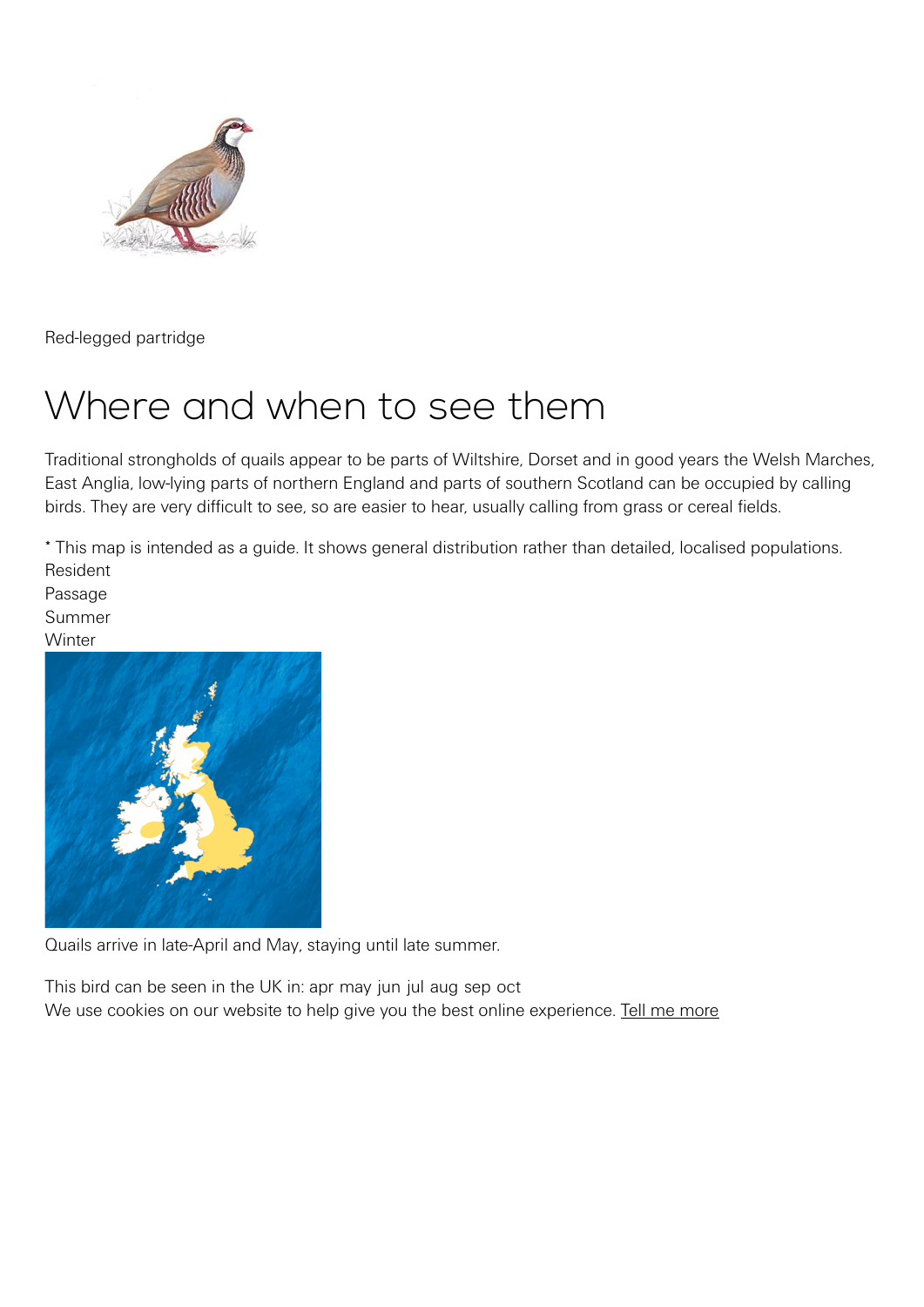Red-legged partridge

# Where and when to see them

Traditional strongholds of quails appear to be parts of Wiltshire, Dorset and in good years the Welsh Marches, East Anglia, low-lying parts of northern England and parts of southern Scotland can be occupied by calling birds. They are very difficult to see, so are easier to hear, usually calling from grass or cereal fields.

* This map is intended as a guide. It shows general distribution rather than detailed, localised populations.

Resident
Passage
Summer
Winter

Quails arrive in late-April and May, staying until late summer.

This bird can be seen in the UK in: apr may jun jul aug sep oct

We use cookies on our website to help give you the best online experience. Tell me more